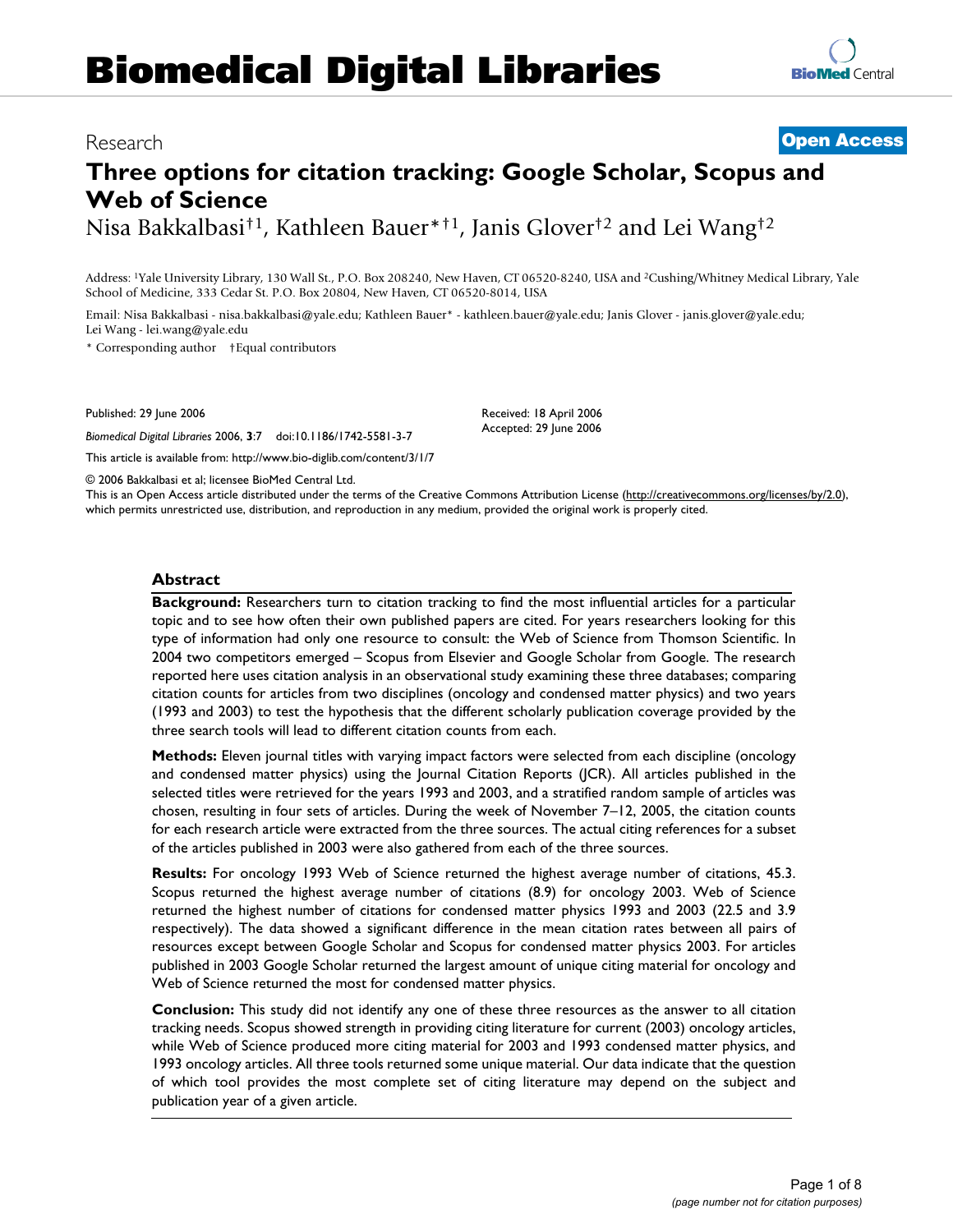# Biomedical Digital Libraries

Research

**Open Access**

# Three options for citation tracking: Google Scholar, Scopus and Web of Science

Nisa Bakkalbasi†[1], Kathleen Bauer*†[1], Janis Glover†[2] and Lei Wang†[2]

Address: [1]Yale University Library, 130 Wall St., P.O. Box 208240, New Haven, CT 06520-8240, USA and [2]Cushing/Whitney Medical Library, Yale School of Medicine, 333 Cedar St. P.O. Box 20804, New Haven, CT 06520-8014, USA

Email: Nisa Bakkalbasi - nisa.bakkalbasi@yale.edu; Kathleen Bauer* - kathleen.bauer@yale.edu; Janis Glover - janis.glover@yale.edu; Lei Wang - lei.wang@yale.edu

\* Corresponding author †Equal contributors

Published: 29 June 2006

*Biomedical Digital Libraries* 2006, **3**:7 doi:10.1186/1742-5581-3-7

Received: 18 April 2006
Accepted: 29 June 2006

This article is available from: http://www.bio-diglib.com/content/3/1/7

© 2006 Bakkalbasi et al; licensee BioMed Central Ltd.
This is an Open Access article distributed under the terms of the Creative Commons Attribution License (http://creativecommons.org/licenses/by/2.0), which permits unrestricted use, distribution, and reproduction in any medium, provided the original work is properly cited.

## Abstract

**Background:** Researchers turn to citation tracking to find the most influential articles for a particular topic and to see how often their own published papers are cited. For years researchers looking for this type of information had only one resource to consult: the Web of Science from Thomson Scientific. In 2004 two competitors emerged – Scopus from Elsevier and Google Scholar from Google. The research reported here uses citation analysis in an observational study examining these three databases; comparing citation counts for articles from two disciplines (oncology and condensed matter physics) and two years (1993 and 2003) to test the hypothesis that the different scholarly publication coverage provided by the three search tools will lead to different citation counts from each.

**Methods:** Eleven journal titles with varying impact factors were selected from each discipline (oncology and condensed matter physics) using the Journal Citation Reports (JCR). All articles published in the selected titles were retrieved for the years 1993 and 2003, and a stratified random sample of articles was chosen, resulting in four sets of articles. During the week of November 7–12, 2005, the citation counts for each research article were extracted from the three sources. The actual citing references for a subset of the articles published in 2003 were also gathered from each of the three sources.

**Results:** For oncology 1993 Web of Science returned the highest average number of citations, 45.3. Scopus returned the highest average number of citations (8.9) for oncology 2003. Web of Science returned the highest number of citations for condensed matter physics 1993 and 2003 (22.5 and 3.9 respectively). The data showed a significant difference in the mean citation rates between all pairs of resources except between Google Scholar and Scopus for condensed matter physics 2003. For articles published in 2003 Google Scholar returned the largest amount of unique citing material for oncology and Web of Science returned the most for condensed matter physics.

**Conclusion:** This study did not identify any one of these three resources as the answer to all citation tracking needs. Scopus showed strength in providing citing literature for current (2003) oncology articles, while Web of Science produced more citing material for 2003 and 1993 condensed matter physics, and 1993 oncology articles. All three tools returned some unique material. Our data indicate that the question of which tool provides the most complete set of citing literature may depend on the subject and publication year of a given article.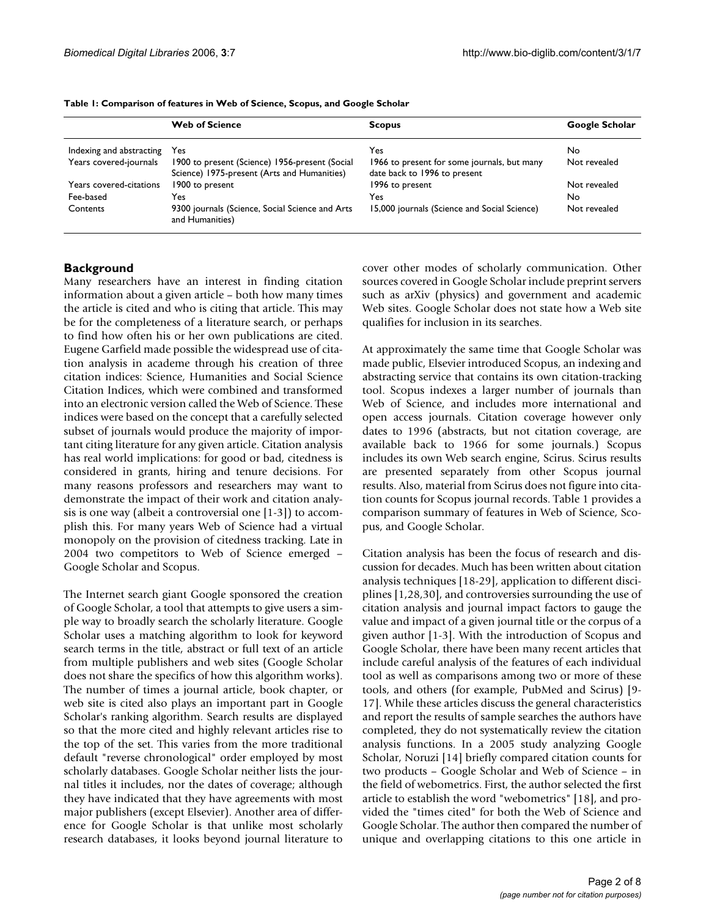**Table 1: Comparison of features in Web of Science, Scopus, and Google Scholar**

| | Web of Science | Scopus | Google Scholar |
|---|---|---|---|
| Indexing and abstracting | Yes | Yes | No |
| Years covered-journals | 1900 to present (Science) 1956-present (Social Science) 1975-present (Arts and Humanities) | 1966 to present for some journals, but many date back to 1996 to present | Not revealed |
| Years covered-citations | 1900 to present | 1996 to present | Not revealed |
| Fee-based | Yes | Yes | No |
| Contents | 9300 journals (Science, Social Science and Arts and Humanities) | 15,000 journals (Science and Social Science) | Not revealed |

## Background

Many researchers have an interest in finding citation information about a given article – both how many times the article is cited and who is citing that article. This may be for the completeness of a literature search, or perhaps to find how often his or her own publications are cited. Eugene Garfield made possible the widespread use of citation analysis in academe through his creation of three citation indices: Science, Humanities and Social Science Citation Indices, which were combined and transformed into an electronic version called the Web of Science. These indices were based on the concept that a carefully selected subset of journals would produce the majority of important citing literature for any given article. Citation analysis has real world implications: for good or bad, citedness is considered in grants, hiring and tenure decisions. For many reasons professors and researchers may want to demonstrate the impact of their work and citation analysis is one way (albeit a controversial one [1-3]) to accomplish this. For many years Web of Science had a virtual monopoly on the provision of citedness tracking. Late in 2004 two competitors to Web of Science emerged – Google Scholar and Scopus.

The Internet search giant Google sponsored the creation of Google Scholar, a tool that attempts to give users a simple way to broadly search the scholarly literature. Google Scholar uses a matching algorithm to look for keyword search terms in the title, abstract or full text of an article from multiple publishers and web sites (Google Scholar does not share the specifics of how this algorithm works). The number of times a journal article, book chapter, or web site is cited also plays an important part in Google Scholar's ranking algorithm. Search results are displayed so that the more cited and highly relevant articles rise to the top of the set. This varies from the more traditional default "reverse chronological" order employed by most scholarly databases. Google Scholar neither lists the journal titles it includes, nor the dates of coverage; although they have indicated that they have agreements with most major publishers (except Elsevier). Another area of difference for Google Scholar is that unlike most scholarly research databases, it looks beyond journal literature to cover other modes of scholarly communication. Other sources covered in Google Scholar include preprint servers such as arXiv (physics) and government and academic Web sites. Google Scholar does not state how a Web site qualifies for inclusion in its searches.

At approximately the same time that Google Scholar was made public, Elsevier introduced Scopus, an indexing and abstracting service that contains its own citation-tracking tool. Scopus indexes a larger number of journals than Web of Science, and includes more international and open access journals. Citation coverage however only dates to 1996 (abstracts, but not citation coverage, are available back to 1966 for some journals.) Scopus includes its own Web search engine, Scirus. Scirus results are presented separately from other Scopus journal results. Also, material from Scirus does not figure into citation counts for Scopus journal records. Table 1 provides a comparison summary of features in Web of Science, Scopus, and Google Scholar.

Citation analysis has been the focus of research and discussion for decades. Much has been written about citation analysis techniques [18-29], application to different disciplines [1,28,30], and controversies surrounding the use of citation analysis and journal impact factors to gauge the value and impact of a given journal title or the corpus of a given author [1-3]. With the introduction of Scopus and Google Scholar, there have been many recent articles that include careful analysis of the features of each individual tool as well as comparisons among two or more of these tools, and others (for example, PubMed and Scirus) [9-17]. While these articles discuss the general characteristics and report the results of sample searches the authors have completed, they do not systematically review the citation analysis functions. In a 2005 study analyzing Google Scholar, Noruzi [14] briefly compared citation counts for two products – Google Scholar and Web of Science – in the field of webometrics. First, the author selected the first article to establish the word "webometrics" [18], and provided the "times cited" for both the Web of Science and Google Scholar. The author then compared the number of unique and overlapping citations to this one article in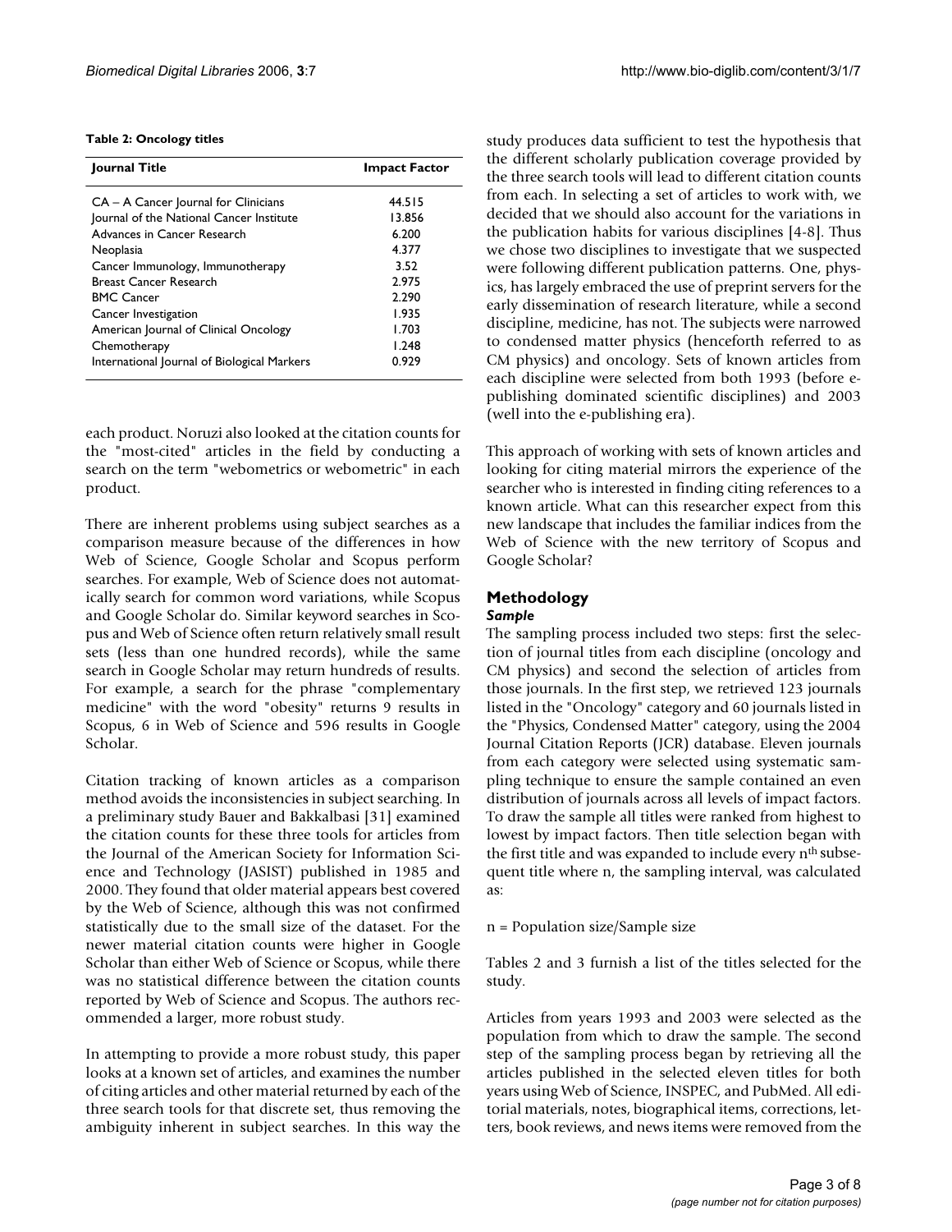**Table 2: Oncology titles**

| Journal Title | Impact Factor |
| --- | --- |
| CA – A Cancer Journal for Clinicians | 44.515 |
| Journal of the National Cancer Institute | 13.856 |
| Advances in Cancer Research | 6.200 |
| Neoplasia | 4.377 |
| Cancer Immunology, Immunotherapy | 3.52 |
| Breast Cancer Research | 2.975 |
| BMC Cancer | 2.290 |
| Cancer Investigation | 1.935 |
| American Journal of Clinical Oncology | 1.703 |
| Chemotherapy | 1.248 |
| International Journal of Biological Markers | 0.929 |

each product. Noruzi also looked at the citation counts for the "most-cited" articles in the field by conducting a search on the term "webometrics or webometric" in each product.

There are inherent problems using subject searches as a comparison measure because of the differences in how Web of Science, Google Scholar and Scopus perform searches. For example, Web of Science does not automatically search for common word variations, while Scopus and Google Scholar do. Similar keyword searches in Scopus and Web of Science often return relatively small result sets (less than one hundred records), while the same search in Google Scholar may return hundreds of results. For example, a search for the phrase "complementary medicine" with the word "obesity" returns 9 results in Scopus, 6 in Web of Science and 596 results in Google Scholar.

Citation tracking of known articles as a comparison method avoids the inconsistencies in subject searching. In a preliminary study Bauer and Bakkalbasi [31] examined the citation counts for these three tools for articles from the Journal of the American Society for Information Science and Technology (JASIST) published in 1985 and 2000. They found that older material appears best covered by the Web of Science, although this was not confirmed statistically due to the small size of the dataset. For the newer material citation counts were higher in Google Scholar than either Web of Science or Scopus, while there was no statistical difference between the citation counts reported by Web of Science and Scopus. The authors recommended a larger, more robust study.

In attempting to provide a more robust study, this paper looks at a known set of articles, and examines the number of citing articles and other material returned by each of the three search tools for that discrete set, thus removing the ambiguity inherent in subject searches. In this way the study produces data sufficient to test the hypothesis that the different scholarly publication coverage provided by the three search tools will lead to different citation counts from each. In selecting a set of articles to work with, we decided that we should also account for the variations in the publication habits for various disciplines [4-8]. Thus we chose two disciplines to investigate that we suspected were following different publication patterns. One, physics, has largely embraced the use of preprint servers for the early dissemination of research literature, while a second discipline, medicine, has not. The subjects were narrowed to condensed matter physics (henceforth referred to as CM physics) and oncology. Sets of known articles from each discipline were selected from both 1993 (before e-publishing dominated scientific disciplines) and 2003 (well into the e-publishing era).

This approach of working with sets of known articles and looking for citing material mirrors the experience of the searcher who is interested in finding citing references to a known article. What can this researcher expect from this new landscape that includes the familiar indices from the Web of Science with the new territory of Scopus and Google Scholar?

## Methodology

### *Sample*

The sampling process included two steps: first the selection of journal titles from each discipline (oncology and CM physics) and second the selection of articles from those journals. In the first step, we retrieved 123 journals listed in the "Oncology" category and 60 journals listed in the "Physics, Condensed Matter" category, using the 2004 Journal Citation Reports (JCR) database. Eleven journals from each category were selected using systematic sampling technique to ensure the sample contained an even distribution of journals across all levels of impact factors. To draw the sample all titles were ranked from highest to lowest by impact factors. Then title selection began with the first title and was expanded to include every $n^{th}$ subsequent title where n, the sampling interval, was calculated as:

n = Population size/Sample size

Tables 2 and 3 furnish a list of the titles selected for the study.

Articles from years 1993 and 2003 were selected as the population from which to draw the sample. The second step of the sampling process began by retrieving all the articles published in the selected eleven titles for both years using Web of Science, INSPEC, and PubMed. All editorial materials, notes, biographical items, corrections, letters, book reviews, and news items were removed from the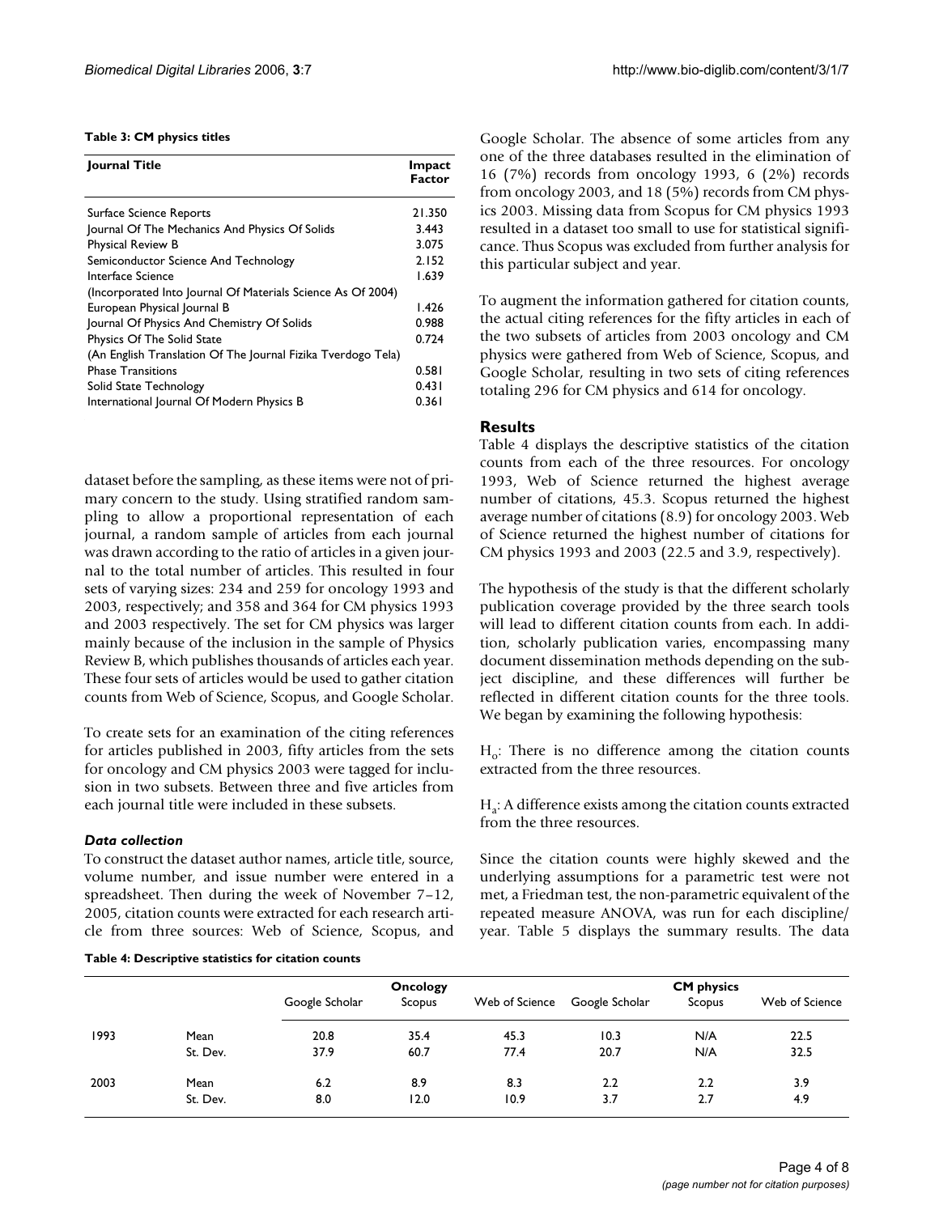**Table 3: CM physics titles**

| Journal Title | Impact Factor |
|---|---|
| Surface Science Reports | 21.350 |
| Journal Of The Mechanics And Physics Of Solids | 3.443 |
| Physical Review B | 3.075 |
| Semiconductor Science And Technology | 2.152 |
| Interface Science (Incorporated Into Journal Of Materials Science As Of 2004) | 1.639 |
| European Physical Journal B | 1.426 |
| Journal Of Physics And Chemistry Of Solids | 0.988 |
| Physics Of The Solid State (An English Translation Of The Journal Fizika Tverdogo Tela) | 0.724 |
| Phase Transitions | 0.581 |
| Solid State Technology | 0.431 |
| International Journal Of Modern Physics B | 0.361 |

dataset before the sampling, as these items were not of primary concern to the study. Using stratified random sampling to allow a proportional representation of each journal, a random sample of articles from each journal was drawn according to the ratio of articles in a given journal to the total number of articles. This resulted in four sets of varying sizes: 234 and 259 for oncology 1993 and 2003, respectively; and 358 and 364 for CM physics 1993 and 2003 respectively. The set for CM physics was larger mainly because of the inclusion in the sample of Physics Review B, which publishes thousands of articles each year. These four sets of articles would be used to gather citation counts from Web of Science, Scopus, and Google Scholar.

To create sets for an examination of the citing references for articles published in 2003, fifty articles from the sets for oncology and CM physics 2003 were tagged for inclusion in two subsets. Between three and five articles from each journal title were included in these subsets.

### *Data collection*

To construct the dataset author names, article title, source, volume number, and issue number were entered in a spreadsheet. Then during the week of November 7–12, 2005, citation counts were extracted for each research article from three sources: Web of Science, Scopus, and Google Scholar. The absence of some articles from any one of the three databases resulted in the elimination of 16 (7%) records from oncology 1993, 6 (2%) records from oncology 2003, and 18 (5%) records from CM physics 2003. Missing data from Scopus for CM physics 1993 resulted in a dataset too small to use for statistical significance. Thus Scopus was excluded from further analysis for this particular subject and year.

To augment the information gathered for citation counts, the actual citing references for the fifty articles in each of the two subsets of articles from 2003 oncology and CM physics were gathered from Web of Science, Scopus, and Google Scholar, resulting in two sets of citing references totaling 296 for CM physics and 614 for oncology.

## Results

Table 4 displays the descriptive statistics of the citation counts from each of the three resources. For oncology 1993, Web of Science returned the highest average number of citations, 45.3. Scopus returned the highest average number of citations (8.9) for oncology 2003. Web of Science returned the highest number of citations for CM physics 1993 and 2003 (22.5 and 3.9, respectively).

The hypothesis of the study is that the different scholarly publication coverage provided by the three search tools will lead to different citation counts from each. In addition, scholarly publication varies, encompassing many document dissemination methods depending on the subject discipline, and these differences will further be reflected in different citation counts for the three tools. We began by examining the following hypothesis:

$H_o$: There is no difference among the citation counts extracted from the three resources.

$H_a$: A difference exists among the citation counts extracted from the three resources.

Since the citation counts were highly skewed and the underlying assumptions for a parametric test were not met, a Friedman test, the non-parametric equivalent of the repeated measure ANOVA, was run for each discipline/year. Table 5 displays the summary results. The data

**Table 4: Descriptive statistics for citation counts**

| | | Oncology | | | CM physics | | |
|---|---|---|---|---|---|---|---|
| | | Google Scholar | Scopus | Web of Science | Google Scholar | Scopus | Web of Science |
| 1993 | Mean | 20.8 | 35.4 | 45.3 | 10.3 | N/A | 22.5 |
| | St. Dev. | 37.9 | 60.7 | 77.4 | 20.7 | N/A | 32.5 |
| 2003 | Mean | 6.2 | 8.9 | 8.3 | 2.2 | 2.2 | 3.9 |
| | St. Dev. | 8.0 | 12.0 | 10.9 | 3.7 | 2.7 | 4.9 |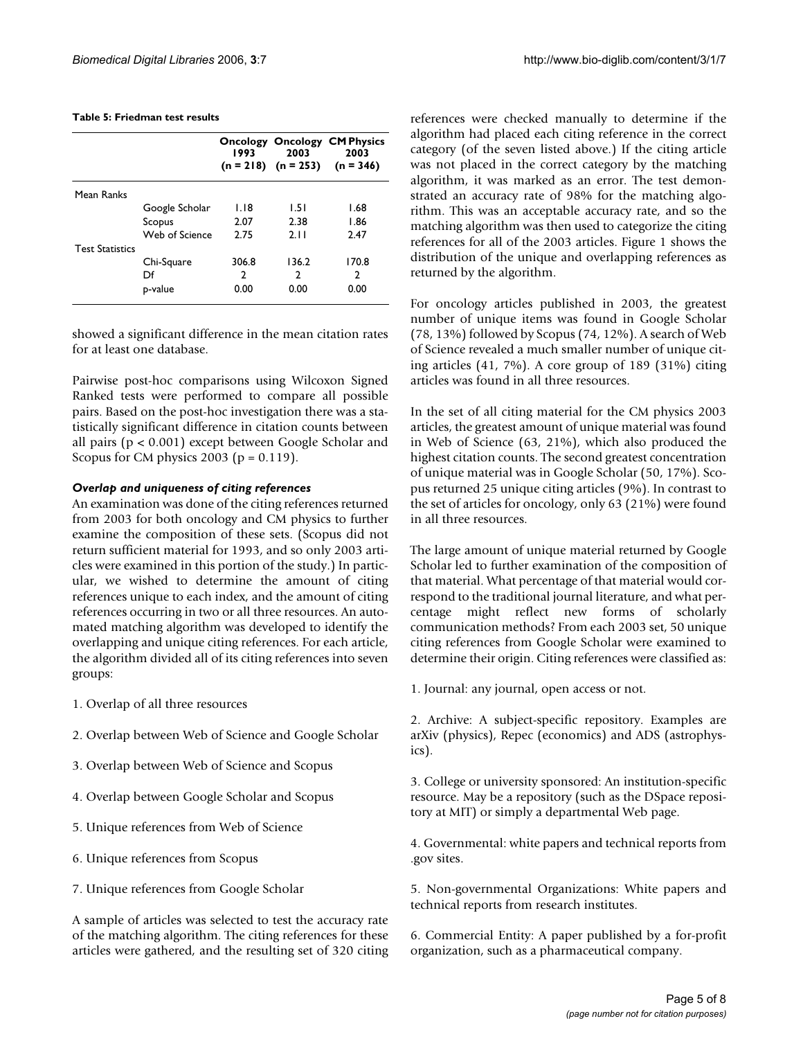**Table 5: Friedman test results**

| | | Oncology 1993 (n = 218) | Oncology 2003 (n = 253) | CM Physics 2003 (n = 346) |
|---|---|---|---|---|
| Mean Ranks | | | | |
| | Google Scholar | 1.18 | 1.51 | 1.68 |
| | Scopus | 2.07 | 2.38 | 1.86 |
| | Web of Science | 2.75 | 2.11 | 2.47 |
| Test Statistics | | | | |
| | Chi-Square | 306.8 | 136.2 | 170.8 |
| | Df | 2 | 2 | 2 |
| | p-value | 0.00 | 0.00 | 0.00 |

showed a significant difference in the mean citation rates for at least one database.

Pairwise post-hoc comparisons using Wilcoxon Signed Ranked tests were performed to compare all possible pairs. Based on the post-hoc investigation there was a statistically significant difference in citation counts between all pairs ($p < 0.001$) except between Google Scholar and Scopus for CM physics 2003 ($p = 0.119$).

### *Overlap and uniqueness of citing references*

An examination was done of the citing references returned from 2003 for both oncology and CM physics to further examine the composition of these sets. (Scopus did not return sufficient material for 1993, and so only 2003 articles were examined in this portion of the study.) In particular, we wished to determine the amount of citing references unique to each index, and the amount of citing references occurring in two or all three resources. An automated matching algorithm was developed to identify the overlapping and unique citing references. For each article, the algorithm divided all of its citing references into seven groups:

1. Overlap of all three resources

2. Overlap between Web of Science and Google Scholar

3. Overlap between Web of Science and Scopus

4. Overlap between Google Scholar and Scopus

5. Unique references from Web of Science

6. Unique references from Scopus

7. Unique references from Google Scholar

A sample of articles was selected to test the accuracy rate of the matching algorithm. The citing references for these articles were gathered, and the resulting set of 320 citing references were checked manually to determine if the algorithm had placed each citing reference in the correct category (of the seven listed above.) If the citing article was not placed in the correct category by the matching algorithm, it was marked as an error. The test demonstrated an accuracy rate of 98% for the matching algorithm. This was an acceptable accuracy rate, and so the matching algorithm was then used to categorize the citing references for all of the 2003 articles. Figure 1 shows the distribution of the unique and overlapping references as returned by the algorithm.

For oncology articles published in 2003, the greatest number of unique items was found in Google Scholar (78, 13%) followed by Scopus (74, 12%). A search of Web of Science revealed a much smaller number of unique citing articles (41, 7%). A core group of 189 (31%) citing articles was found in all three resources.

In the set of all citing material for the CM physics 2003 articles, the greatest amount of unique material was found in Web of Science (63, 21%), which also produced the highest citation counts. The second greatest concentration of unique material was in Google Scholar (50, 17%). Scopus returned 25 unique citing articles (9%). In contrast to the set of articles for oncology, only 63 (21%) were found in all three resources.

The large amount of unique material returned by Google Scholar led to further examination of the composition of that material. What percentage of that material would correspond to the traditional journal literature, and what percentage might reflect new forms of scholarly communication methods? From each 2003 set, 50 unique citing references from Google Scholar were examined to determine their origin. Citing references were classified as:

1. Journal: any journal, open access or not.

2. Archive: A subject-specific repository. Examples are arXiv (physics), Repec (economics) and ADS (astrophysics).

3. College or university sponsored: An institution-specific resource. May be a repository (such as the DSpace repository at MIT) or simply a departmental Web page.

4. Governmental: white papers and technical reports from .gov sites.

5. Non-governmental Organizations: White papers and technical reports from research institutes.

6. Commercial Entity: A paper published by a for-profit organization, such as a pharmaceutical company.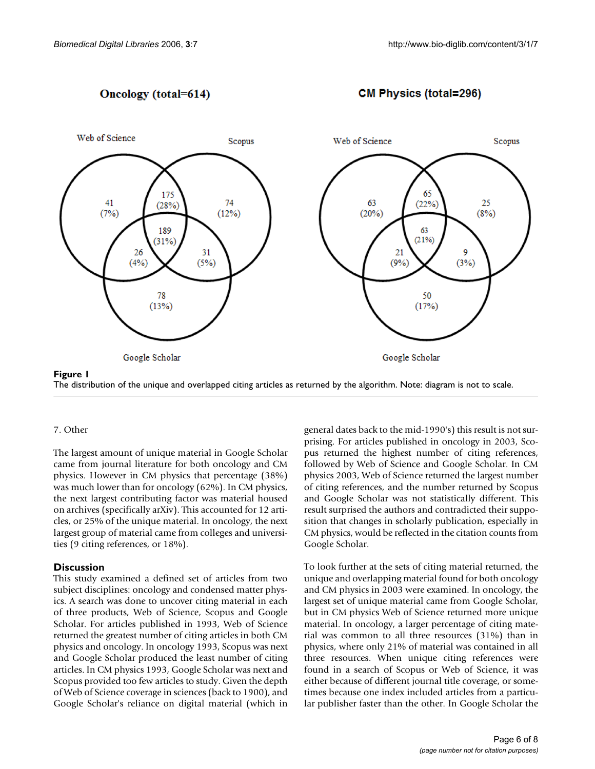**Figure 1**
The distribution of the unique and overlapped citing articles as returned by the algorithm. Note: diagram is not to scale.

7. Other

The largest amount of unique material in Google Scholar came from journal literature for both oncology and CM physics. However in CM physics that percentage (38%) was much lower than for oncology (62%). In CM physics, the next largest contributing factor was material housed on archives (specifically arXiv). This accounted for 12 articles, or 25% of the unique material. In oncology, the next largest group of material came from colleges and universities (9 citing references, or 18%).

## Discussion

This study examined a defined set of articles from two subject disciplines: oncology and condensed matter physics. A search was done to uncover citing material in each of three products, Web of Science, Scopus and Google Scholar. For articles published in 1993, Web of Science returned the greatest number of citing articles in both CM physics and oncology. In oncology 1993, Scopus was next and Google Scholar produced the least number of citing articles. In CM physics 1993, Google Scholar was next and Scopus provided too few articles to study. Given the depth of Web of Science coverage in sciences (back to 1900), and Google Scholar's reliance on digital material (which in general dates back to the mid-1990's) this result is not surprising. For articles published in oncology in 2003, Scopus returned the highest number of citing references, followed by Web of Science and Google Scholar. In CM physics 2003, Web of Science returned the largest number of citing references, and the number returned by Scopus and Google Scholar was not statistically different. This result surprised the authors and contradicted their supposition that changes in scholarly publication, especially in CM physics, would be reflected in the citation counts from Google Scholar.

To look further at the sets of citing material returned, the unique and overlapping material found for both oncology and CM physics in 2003 were examined. In oncology, the largest set of unique material came from Google Scholar, but in CM physics Web of Science returned more unique material. In oncology, a larger percentage of citing material was common to all three resources (31%) than in physics, where only 21% of material was contained in all three resources. When unique citing references were found in a search of Scopus or Web of Science, it was either because of different journal title coverage, or sometimes because one index included articles from a particular publisher faster than the other. In Google Scholar the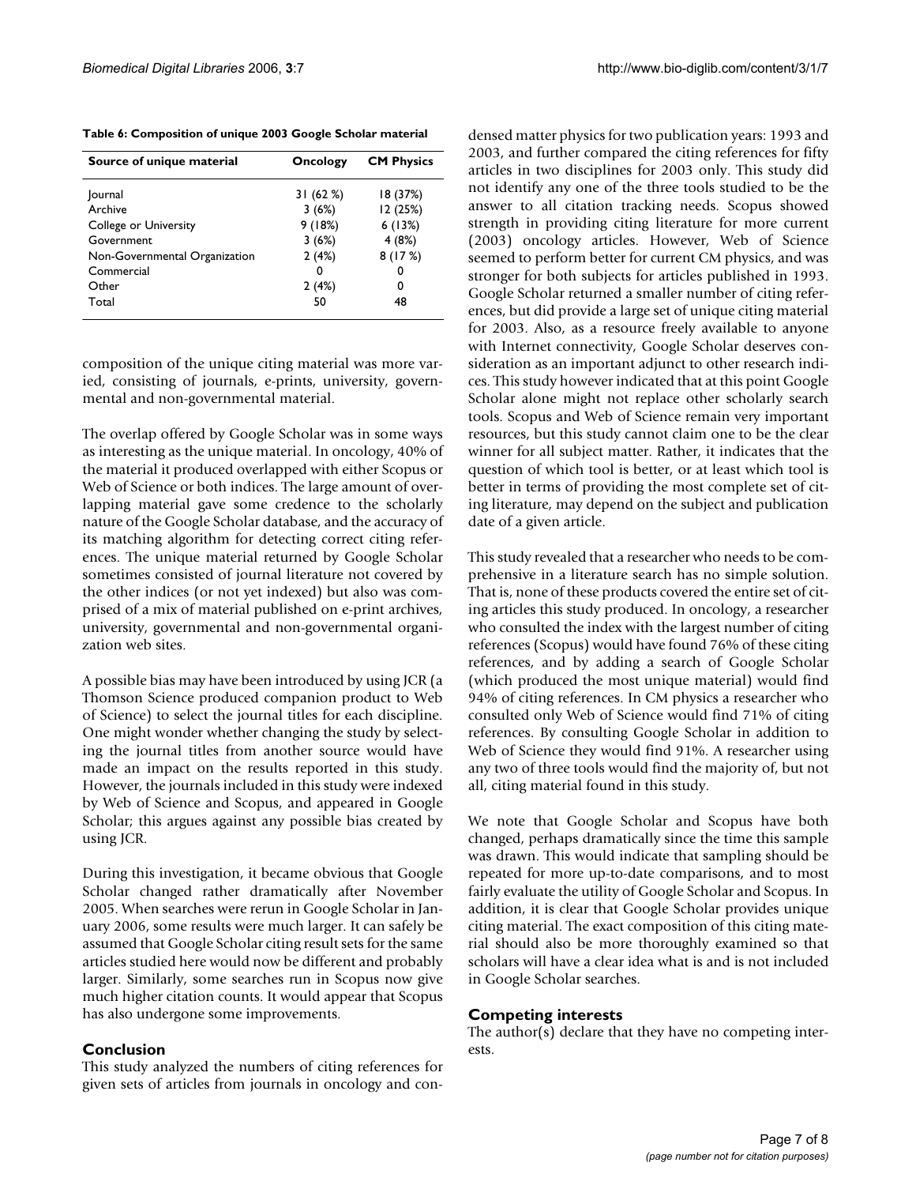**Table 6: Composition of unique 2003 Google Scholar material**

| Source of unique material | Oncology | CM Physics |
| --- | --- | --- |
| Journal | 31 (62 %) | 18 (37%) |
| Archive | 3 (6%) | 12 (25%) |
| College or University | 9 (18%) | 6 (13%) |
| Government | 3 (6%) | 4 (8%) |
| Non-Governmental Organization | 2 (4%) | 8 (17 %) |
| Commercial | 0 | 0 |
| Other | 2 (4%) | 0 |
| Total | 50 | 48 |

composition of the unique citing material was more varied, consisting of journals, e-prints, university, governmental and non-governmental material.

The overlap offered by Google Scholar was in some ways as interesting as the unique material. In oncology, 40% of the material it produced overlapped with either Scopus or Web of Science or both indices. The large amount of overlapping material gave some credence to the scholarly nature of the Google Scholar database, and the accuracy of its matching algorithm for detecting correct citing references. The unique material returned by Google Scholar sometimes consisted of journal literature not covered by the other indices (or not yet indexed) but also was comprised of a mix of material published on e-print archives, university, governmental and non-governmental organization web sites.

A possible bias may have been introduced by using JCR (a Thomson Science produced companion product to Web of Science) to select the journal titles for each discipline. One might wonder whether changing the study by selecting the journal titles from another source would have made an impact on the results reported in this study. However, the journals included in this study were indexed by Web of Science and Scopus, and appeared in Google Scholar; this argues against any possible bias created by using JCR.

During this investigation, it became obvious that Google Scholar changed rather dramatically after November 2005. When searches were rerun in Google Scholar in January 2006, some results were much larger. It can safely be assumed that Google Scholar citing result sets for the same articles studied here would now be different and probably larger. Similarly, some searches run in Scopus now give much higher citation counts. It would appear that Scopus has also undergone some improvements.

## Conclusion

This study analyzed the numbers of citing references for given sets of articles from journals in oncology and condensed matter physics for two publication years: 1993 and 2003, and further compared the citing references for fifty articles in two disciplines for 2003 only. This study did not identify any one of the three tools studied to be the answer to all citation tracking needs. Scopus showed strength in providing citing literature for more current (2003) oncology articles. However, Web of Science seemed to perform better for current CM physics, and was stronger for both subjects for articles published in 1993. Google Scholar returned a smaller number of citing references, but did provide a large set of unique citing material for 2003. Also, as a resource freely available to anyone with Internet connectivity, Google Scholar deserves consideration as an important adjunct to other research indices. This study however indicated that at this point Google Scholar alone might not replace other scholarly search tools. Scopus and Web of Science remain very important resources, but this study cannot claim one to be the clear winner for all subject matter. Rather, it indicates that the question of which tool is better, or at least which tool is better in terms of providing the most complete set of citing literature, may depend on the subject and publication date of a given article.

This study revealed that a researcher who needs to be comprehensive in a literature search has no simple solution. That is, none of these products covered the entire set of citing articles this study produced. In oncology, a researcher who consulted the index with the largest number of citing references (Scopus) would have found 76% of these citing references, and by adding a search of Google Scholar (which produced the most unique material) would find 94% of citing references. In CM physics a researcher who consulted only Web of Science would find 71% of citing references. By consulting Google Scholar in addition to Web of Science they would find 91%. A researcher using any two of three tools would find the majority of, but not all, citing material found in this study.

We note that Google Scholar and Scopus have both changed, perhaps dramatically since the time this sample was drawn. This would indicate that sampling should be repeated for more up-to-date comparisons, and to most fairly evaluate the utility of Google Scholar and Scopus. In addition, it is clear that Google Scholar provides unique citing material. The exact composition of this citing material should also be more thoroughly examined so that scholars will have a clear idea what is and is not included in Google Scholar searches.

## Competing interests

The author(s) declare that they have no competing interests.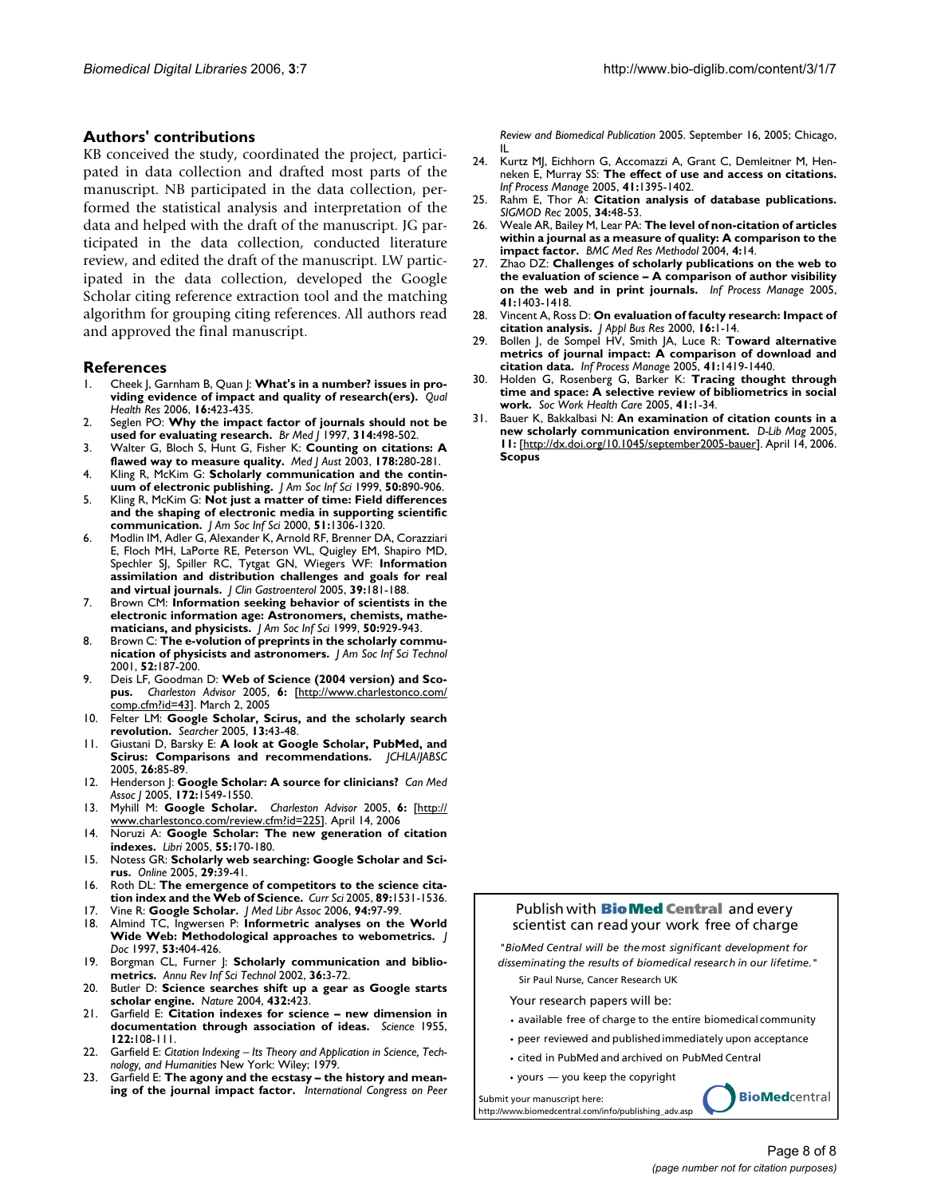## Authors' contributions

KB conceived the study, coordinated the project, participated in data collection and drafted most parts of the manuscript. NB participated in the data collection, performed the statistical analysis and interpretation of the data and helped with the draft of the manuscript. JG participated in the data collection, conducted literature review, and edited the draft of the manuscript. LW participated in the data collection, developed the Google Scholar citing reference extraction tool and the matching algorithm for grouping citing references. All authors read and approved the final manuscript.

## References

1. Cheek J, Garnham B, Quan J: **What's in a number? issues in providing evidence of impact and quality of research(ers).** *Qual Health Res* 2006, **16:**423-435.
2. Seglen PO: **Why the impact factor of journals should not be used for evaluating research.** *Br Med J* 1997, **314:**498-502.
3. Walter G, Bloch S, Hunt G, Fisher K: **Counting on citations: A flawed way to measure quality.** *Med J Aust* 2003, **178:**280-281.
4. Kling R, McKim G: **Scholarly communication and the continuum of electronic publishing.** *J Am Soc Inf Sci* 1999, **50:**890-906.
5. Kling R, McKim G: **Not just a matter of time: Field differences and the shaping of electronic media in supporting scientific communication.** *J Am Soc Inf Sci* 2000, **51:**1306-1320.
6. Modlin IM, Adler G, Alexander K, Arnold RF, Brenner DA, Corazziari E, Floch MH, LaPorte RE, Peterson WL, Quigley EM, Shapiro MD, Spechler SJ, Spiller RC, Tytgat GN, Wiegers WF: **Information assimilation and distribution challenges and goals for real and virtual journals.** *J Clin Gastroenterol* 2005, **39:**181-188.
7. Brown CM: **Information seeking behavior of scientists in the electronic information age: Astronomers, chemists, mathematicians, and physicists.** *J Am Soc Inf Sci* 1999, **50:**929-943.
8. Brown C: **The e-volution of preprints in the scholarly communication of physicists and astronomers.** *J Am Soc Inf Sci Technol* 2001, **52:**187-200.
9. Deis LF, Goodman D: **Web of Science (2004 version) and Scopus.** *Charleston Advisor* 2005, **6:** [http://www.charlestonco.com/comp.cfm?id=43]. March 2, 2005
10. Felter LM: **Google Scholar, Scirus, and the scholarly search revolution.** *Searcher* 2005, **13:**43-48.
11. Giustani D, Barsky E: **A look at Google Scholar, PubMed, and Scirus: Comparisons and recommendations.** *JCHLA/JABSC* 2005, **26:**85-89.
12. Henderson J: **Google Scholar: A source for clinicians?** *Can Med Assoc J* 2005, **172:**1549-1550.
13. Myhill M: **Google Scholar.** *Charleston Advisor* 2005, **6:** [http://www.charlestonco.com/review.cfm?id=225]. April 14, 2006
14. Noruzi A: **Google Scholar: The new generation of citation indexes.** *Libri* 2005, **55:**170-180.
15. Notess GR: **Scholarly web searching: Google Scholar and Scirus.** *Online* 2005, **29:**39-41.
16. Roth DL: **The emergence of competitors to the science citation index and the Web of Science.** *Curr Sci* 2005, **89:**1531-1536.
17. Vine R: **Google Scholar.** *J Med Libr Assoc* 2006, **94:**97-99.
18. Almind TC, Ingwersen P: **Informetric analyses on the World Wide Web: Methodological approaches to webometrics.** *J Doc* 1997, **53:**404-426.
19. Borgman CL, Furner J: **Scholarly communication and bibliometrics.** *Annu Rev Inf Sci Technol* 2002, **36:**3-72.
20. Butler D: **Science searches shift up a gear as Google starts scholar engine.** *Nature* 2004, **432:**423.
21. Garfield E: **Citation indexes for science – new dimension in documentation through association of ideas.** *Science* 1955, **122:**108-111.
22. Garfield E: *Citation Indexing – Its Theory and Application in Science, Technology, and Humanities* New York: Wiley; 1979.
23. Garfield E: **The agony and the ecstasy – the history and meaning of the journal impact factor.** *International Congress on Peer Review and Biomedical Publication* 2005. September 16, 2005; Chicago, IL
24. Kurtz MJ, Eichhorn G, Accomazzi A, Grant C, Demleitner M, Henneken E, Murray SS: **The effect of use and access on citations.** *Inf Process Manage* 2005, **41:**1395-1402.
25. Rahm E, Thor A: **Citation analysis of database publications.** *SIGMOD Rec* 2005, **34:**48-53.
26. Weale AR, Bailey M, Lear PA: **The level of non-citation of articles within a journal as a measure of quality: A comparison to the impact factor.** *BMC Med Res Methodol* 2004, **4:**14.
27. Zhao DZ: **Challenges of scholarly publications on the web to the evaluation of science – A comparison of author visibility on the web and in print journals.** *Inf Process Manage* 2005, **41:**1403-1418.
28. Vincent A, Ross D: **On evaluation of faculty research: Impact of citation analysis.** *J Appl Bus Res* 2000, **16:**1-14.
29. Bollen J, de Sompel HV, Smith JA, Luce R: **Toward alternative metrics of journal impact: A comparison of download and citation data.** *Inf Process Manage* 2005, **41:**1419-1440.
30. Holden G, Rosenberg G, Barker K: **Tracing thought through time and space: A selective review of bibliometrics in social work.** *Soc Work Health Care* 2005, **41:**1-34.
31. Bauer K, Bakkalbasi N: **An examination of citation counts in a new scholarly communication environment.** *D-Lib Mag* 2005, **11:** [http://dx.doi.org/10.1045/september2005-bauer]. April 14, 2006. **Scopus**

Publish with **BioMed Central** and every scientist can read your work free of charge

*"BioMed Central will be the most significant development for disseminating the results of biomedical research in our lifetime."*

Sir Paul Nurse, Cancer Research UK

Your research papers will be:

- available free of charge to the entire biomedical community
- peer reviewed and published immediately upon acceptance
- cited in PubMed and archived on PubMed Central
- yours — you keep the copyright

Submit your manuscript here:
http://www.biomedcentral.com/info/publishing_adv.asp

BioMedcentral